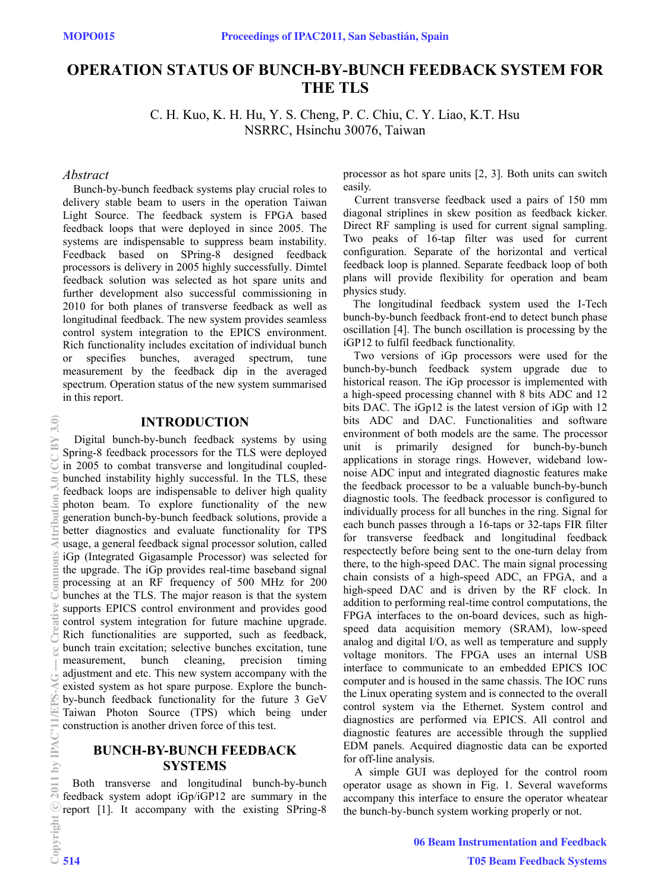# OPERATION STATUS OF BUNCH-BY-BUNCH FEEDBACK SYSTEM FOR THE TLS

C. H. Kuo, K. H. Hu, Y. S. Cheng, P. C. Chiu, C. Y. Liao, K.T. Hsu
NSRRC, Hsinchu 30076, Taiwan

## *Abstract*

Bunch-by-bunch feedback systems play crucial roles to delivery stable beam to users in the operation Taiwan Light Source. The feedback system is FPGA based feedback loops that were deployed in since 2005. The systems are indispensable to suppress beam instability. Feedback based on SPring-8 designed feedback processors is delivery in 2005 highly successfully. Dimtel feedback solution was selected as hot spare units and further development also successful commissioning in 2010 for both planes of transverse feedback as well as longitudinal feedback. The new system provides seamless control system integration to the EPICS environment. Rich functionality includes excitation of individual bunch or specifies bunches, averaged spectrum, tune measurement by the feedback dip in the averaged spectrum. Operation status of the new system summarised in this report.

## INTRODUCTION

Digital bunch-by-bunch feedback systems by using Spring-8 feedback processors for the TLS were deployed in 2005 to combat transverse and longitudinal coupled-bunched instability highly successful. In the TLS, these feedback loops are indispensable to deliver high quality photon beam. To explore functionality of the new generation bunch-by-bunch feedback solutions, provide a better diagnostics and evaluate functionality for TPS usage, a general feedback signal processor solution, called iGp (Integrated Gigasample Processor) was selected for the upgrade. The iGp provides real-time baseband signal processing at an RF frequency of 500 MHz for 200 bunches at the TLS. The major reason is that the system supports EPICS control environment and provides good control system integration for future machine upgrade. Rich functionalities are supported, such as feedback, bunch train excitation; selective bunches excitation, tune measurement, bunch cleaning, precision timing adjustment and etc. This new system accompany with the existed system as hot spare purpose. Explore the bunch-by-bunch feedback functionality for the future 3 GeV Taiwan Photon Source (TPS) which being under construction is another driven force of this test.

## BUNCH-BY-BUNCH FEEDBACK SYSTEMS

Both transverse and longitudinal bunch-by-bunch feedback system adopt iGp/iGP12 are summary in the report [1]. It accompany with the existing SPring-8 processor as hot spare units [2, 3]. Both units can switch easily.

Current transverse feedback used a pairs of 150 mm diagonal striplines in skew position as feedback kicker. Direct RF sampling is used for current signal sampling. Two peaks of 16-tap filter was used for current configuration. Separate of the horizontal and vertical feedback loop is planned. Separate feedback loop of both plans will provide flexibility for operation and beam physics study.

The longitudinal feedback system used the I-Tech bunch-by-bunch feedback front-end to detect bunch phase oscillation [4]. The bunch oscillation is processing by the iGP12 to fulfil feedback functionality.

Two versions of iGp processors were used for the bunch-by-bunch feedback system upgrade due to historical reason. The iGp processor is implemented with a high-speed processing channel with 8 bits ADC and 12 bits DAC. The iGp12 is the latest version of iGp with 12 bits ADC and DAC. Functionalities and software environment of both models are the same. The processor unit is primarily designed for bunch-by-bunch applications in storage rings. However, wideband low-noise ADC input and integrated diagnostic features make the feedback processor to be a valuable bunch-by-bunch diagnostic tools. The feedback processor is configured to individually process for all bunches in the ring. Signal for each bunch passes through a 16-taps or 32-taps FIR filter for transverse feedback and longitudinal feedback respectectly before being sent to the one-turn delay from there, to the high-speed DAC. The main signal processing chain consists of a high-speed ADC, an FPGA, and a high-speed DAC and is driven by the RF clock. In addition to performing real-time control computations, the FPGA interfaces to the on-board devices, such as high-speed data acquisition memory (SRAM), low-speed analog and digital I/O, as well as temperature and supply voltage monitors. The FPGA uses an internal USB interface to communicate to an embedded EPICS IOC computer and is housed in the same chassis. The IOC runs the Linux operating system and is connected to the overall control system via the Ethernet. System control and diagnostics are performed via EPICS. All control and diagnostic features are accessible through the supplied EDM panels. Acquired diagnostic data can be exported for off-line analysis.

A simple GUI was deployed for the control room operator usage as shown in Fig. 1. Several waveforms accompany this interface to ensure the operator wheatear the bunch-by-bunch system working properly or not.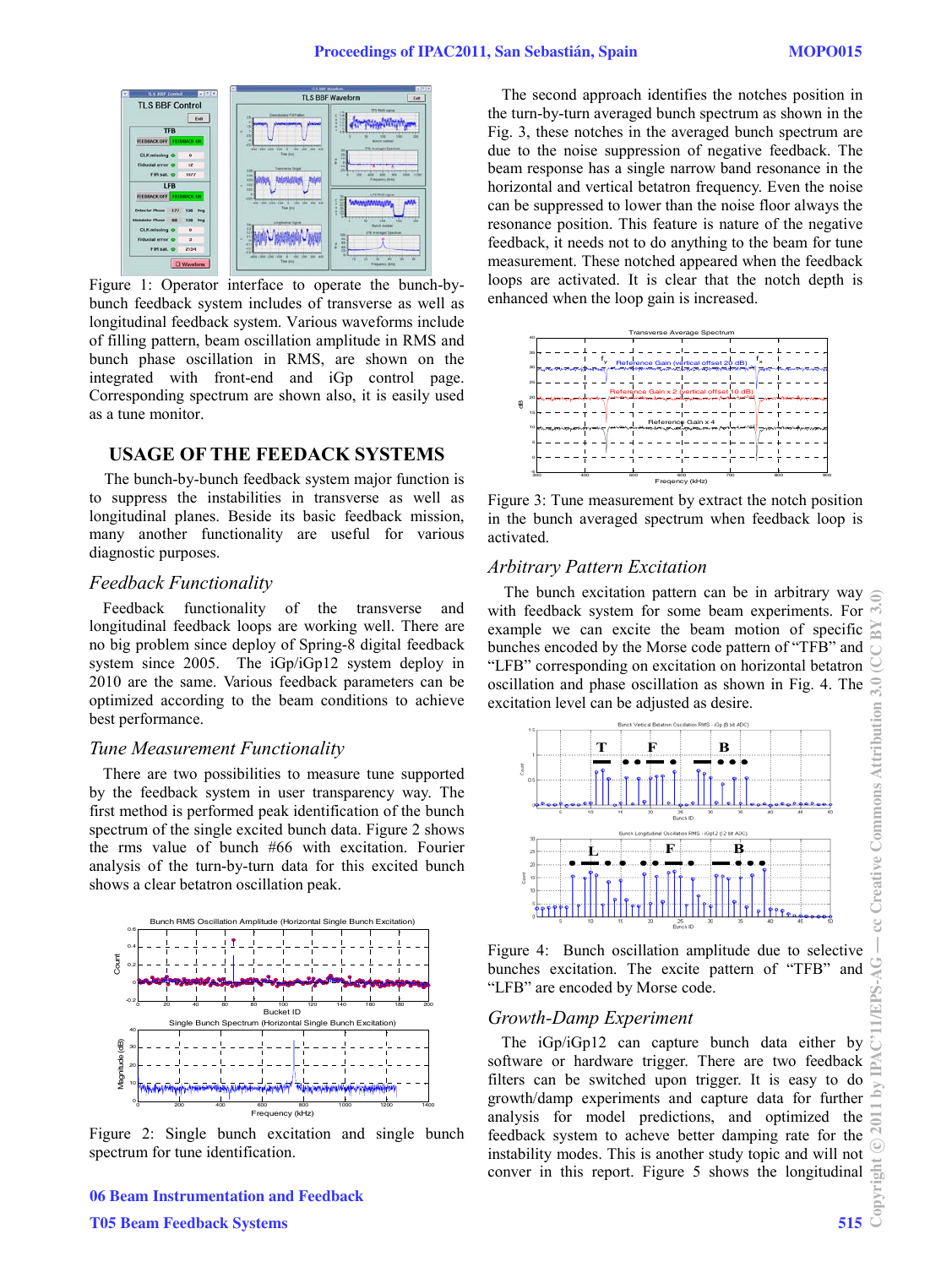Figure 1: Operator interface to operate the bunch-by-bunch feedback system includes of transverse as well as longitudinal feedback system. Various waveforms include of filling pattern, beam oscillation amplitude in RMS and bunch phase oscillation in RMS, are shown on the integrated with front-end and iGp control page. Corresponding spectrum are shown also, it is easily used as a tune monitor.

## USAGE OF THE FEEDACK SYSTEMS

The bunch-by-bunch feedback system major function is to suppress the instabilities in transverse as well as longitudinal planes. Beside its basic feedback mission, many another functionality are useful for various diagnostic purposes.

### *Feedback Functionality*

Feedback functionality of the transverse and longitudinal feedback loops are working well. There are no big problem since deploy of Spring-8 digital feedback system since 2005. The iGp/iGp12 system deploy in 2010 are the same. Various feedback parameters can be optimized according to the beam conditions to achieve best performance.

### *Tune Measurement Functionality*

There are two possibilities to measure tune supported by the feedback system in user transparency way. The first method is performed peak identification of the bunch spectrum of the single excited bunch data. Figure 2 shows the rms value of bunch #66 with excitation. Fourier analysis of the turn-by-turn data for this excited bunch shows a clear betatron oscillation peak.

Figure 2: Single bunch excitation and single bunch spectrum for tune identification.

The second approach identifies the notches position in the turn-by-turn averaged bunch spectrum as shown in the Fig. 3, these notches in the averaged bunch spectrum are due to the noise suppression of negative feedback. The beam response has a single narrow band resonance in the horizontal and vertical betatron frequency. Even the noise can be suppressed to lower than the noise floor always the resonance position. This feature is nature of the negative feedback, it needs not to do anything to the beam for tune measurement. These notched appeared when the feedback loops are activated. It is clear that the notch depth is enhanced when the loop gain is increased.

Figure 3: Tune measurement by extract the notch position in the bunch averaged spectrum when feedback loop is activated.

### *Arbitrary Pattern Excitation*

The bunch excitation pattern can be in arbitrary way with feedback system for some beam experiments. For example we can excite the beam motion of specific bunches encoded by the Morse code pattern of "TFB" and "LFB" corresponding on excitation on horizontal betatron oscillation and phase oscillation as shown in Fig. 4. The excitation level can be adjusted as desire.

Figure 4: Bunch oscillation amplitude due to selective bunches excitation. The excite pattern of "TFB" and "LFB" are encoded by Morse code.

### *Growth-Damp Experiment*

The iGp/iGp12 can capture bunch data either by software or hardware trigger. There are two feedback filters can be switched upon trigger. It is easy to do growth/damp experiments and capture data for further analysis for model predictions, and optimized the feedback system to acheve better damping rate for the instability modes. This is another study topic and will not conver in this report. Figure 5 shows the longitudinal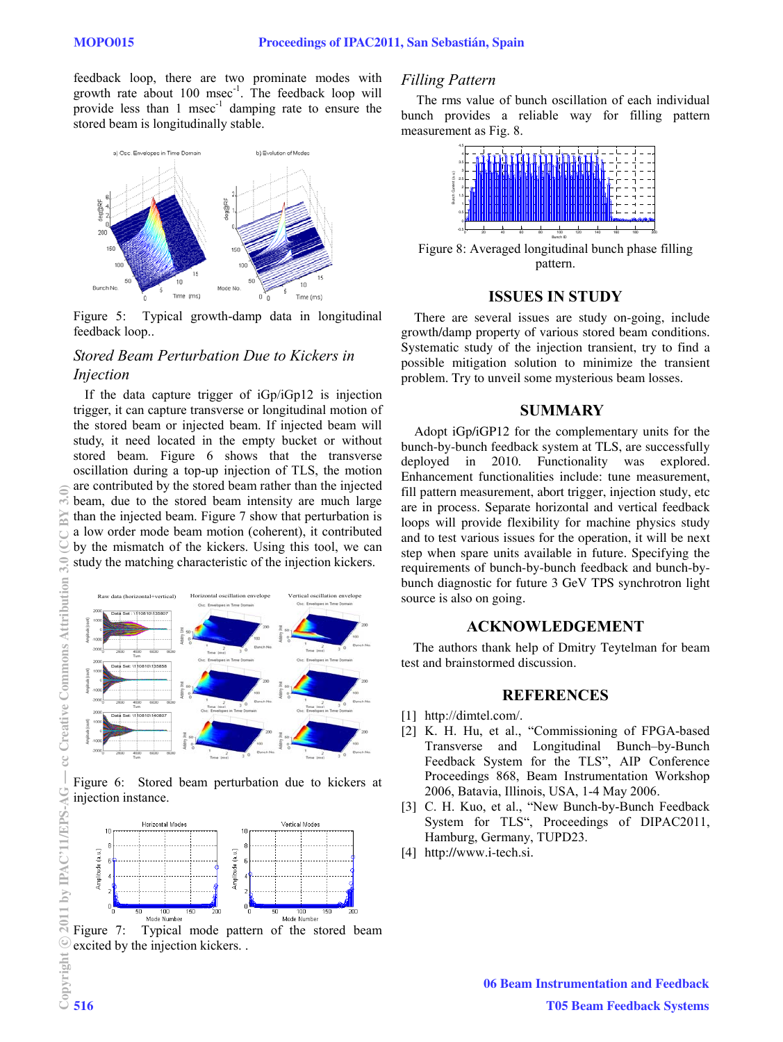feedback loop, there are two prominate modes with growth rate about 100 msec$^{-1}$. The feedback loop will provide less than 1 msec$^{-1}$ damping rate to ensure the stored beam is longitudinally stable.

Figure 5: Typical growth-damp data in longitudinal feedback loop..

### *Stored Beam Perturbation Due to Kickers in Injection*

If the data capture trigger of iGp/iGp12 is injection trigger, it can capture transverse or longitudinal motion of the stored beam or injected beam. If injected beam will study, it need located in the empty bucket or without stored beam. Figure 6 shows that the transverse oscillation during a top-up injection of TLS, the motion are contributed by the stored beam rather than the injected beam, due to the stored beam intensity are much large than the injected beam. Figure 7 show that perturbation is a low order mode beam motion (coherent), it contributed by the mismatch of the kickers. Using this tool, we can study the matching characteristic of the injection kickers.

Figure 6: Stored beam perturbation due to kickers at injection instance.

Figure 7: Typical mode pattern of the stored beam excited by the injection kickers. .

### *Filling Pattern*

The rms value of bunch oscillation of each individual bunch provides a reliable way for filling pattern measurement as Fig. 8.

Figure 8: Averaged longitudinal bunch phase filling pattern.

## ISSUES IN STUDY

There are several issues are study on-going, include growth/damp property of various stored beam conditions. Systematic study of the injection transient, try to find a possible mitigation solution to minimize the transient problem. Try to unveil some mysterious beam losses.

## SUMMARY

Adopt iGp/iGP12 for the complementary units for the bunch-by-bunch feedback system at TLS, are successfully deployed in 2010. Functionality was explored. Enhancement functionalities include: tune measurement, fill pattern measurement, abort trigger, injection study, etc are in process. Separate horizontal and vertical feedback loops will provide flexibility for machine physics study and to test various issues for the operation, it will be next step when spare units available in future. Specifying the requirements of bunch-by-bunch feedback and bunch-by-bunch diagnostic for future 3 GeV TPS synchrotron light source is also on going.

## ACKNOWLEDGEMENT

The authors thank help of Dmitry Teytelman for beam test and brainstormed discussion.

## REFERENCES

[1] http://dimtel.com/.

[2] K. H. Hu, et al., "Commissioning of FPGA-based Transverse and Longitudinal Bunch–by-Bunch Feedback System for the TLS", AIP Conference Proceedings 868, Beam Instrumentation Workshop 2006, Batavia, Illinois, USA, 1-4 May 2006.

[3] C. H. Kuo, et al., "New Bunch-by-Bunch Feedback System for TLS", Proceedings of DIPAC2011, Hamburg, Germany, TUPD23.

[4] http://www.i-tech.si.